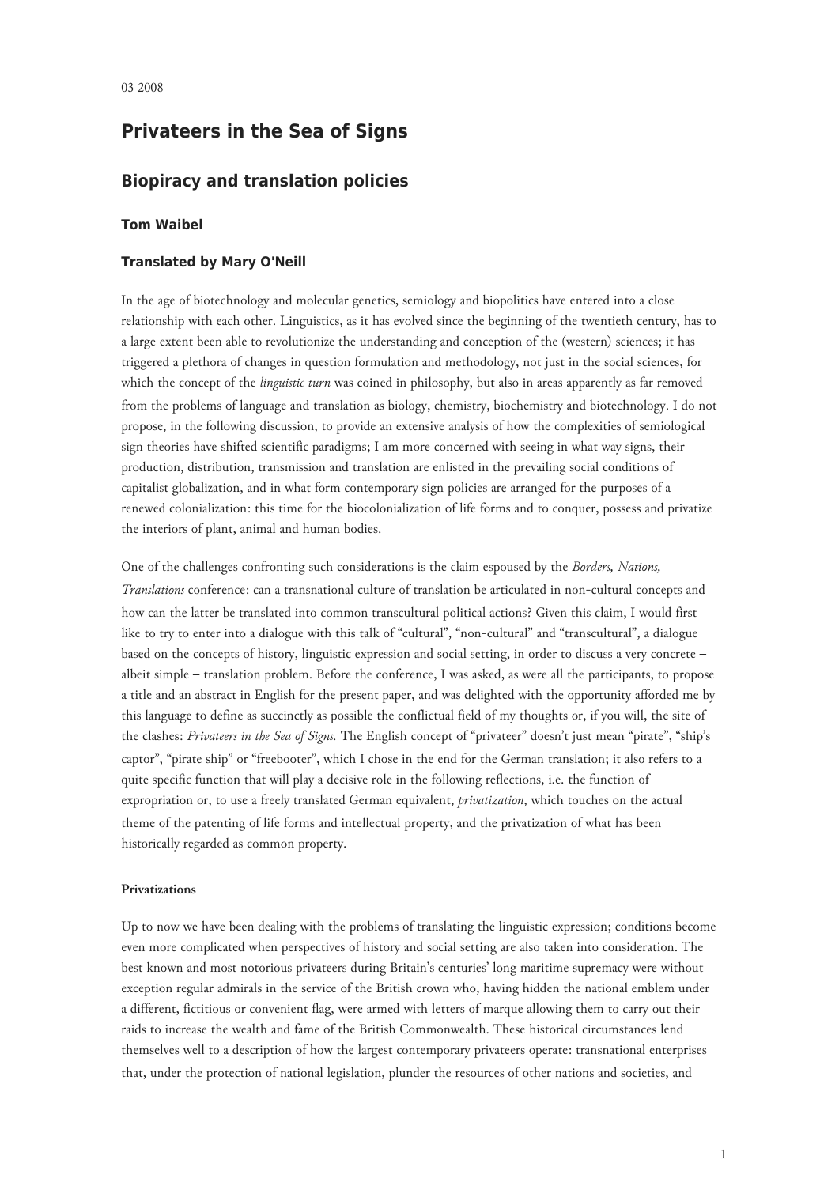03 2008

# Privateers in the Sea of Signs

## Biopiracy and translation policies

### Tom Waibel

### Translated by Mary O'Neill

In the age of biotechnology and molecular genetics, semiology and biopolitics have entered into a close relationship with each other. Linguistics, as it has evolved since the beginning of the twentieth century, has to a large extent been able to revolutionize the understanding and conception of the (western) sciences; it has triggered a plethora of changes in question formulation and methodology, not just in the social sciences, for which the concept of the *linguistic turn* was coined in philosophy, but also in areas apparently as far removed from the problems of language and translation as biology, chemistry, biochemistry and biotechnology. I do not propose, in the following discussion, to provide an extensive analysis of how the complexities of semiological sign theories have shifted scientific paradigms; I am more concerned with seeing in what way signs, their production, distribution, transmission and translation are enlisted in the prevailing social conditions of capitalist globalization, and in what form contemporary sign policies are arranged for the purposes of a renewed colonialization: this time for the biocolonialization of life forms and to conquer, possess and privatize the interiors of plant, animal and human bodies.

One of the challenges confronting such considerations is the claim espoused by the *Borders, Nations, Translations* conference: can a transnational culture of translation be articulated in non-cultural concepts and how can the latter be translated into common transcultural political actions? Given this claim, I would first like to try to enter into a dialogue with this talk of "cultural", "non-cultural" and "transcultural", a dialogue based on the concepts of history, linguistic expression and social setting, in order to discuss a very concrete – albeit simple – translation problem. Before the conference, I was asked, as were all the participants, to propose a title and an abstract in English for the present paper, and was delighted with the opportunity afforded me by this language to define as succinctly as possible the conflictual field of my thoughts or, if you will, the site of the clashes: *Privateers in the Sea of Signs.* The English concept of "privateer" doesn't just mean "pirate", "ship's captor", "pirate ship" or "freebooter", which I chose in the end for the German translation; it also refers to a quite specific function that will play a decisive role in the following reflections, i.e. the function of expropriation or, to use a freely translated German equivalent, *privatization*, which touches on the actual theme of the patenting of life forms and intellectual property, and the privatization of what has been historically regarded as common property.

#### Privatizations

Up to now we have been dealing with the problems of translating the linguistic expression; conditions become even more complicated when perspectives of history and social setting are also taken into consideration. The best known and most notorious privateers during Britain's centuries' long maritime supremacy were without exception regular admirals in the service of the British crown who, having hidden the national emblem under a different, fictitious or convenient flag, were armed with letters of marque allowing them to carry out their raids to increase the wealth and fame of the British Commonwealth. These historical circumstances lend themselves well to a description of how the largest contemporary privateers operate: transnational enterprises that, under the protection of national legislation, plunder the resources of other nations and societies, and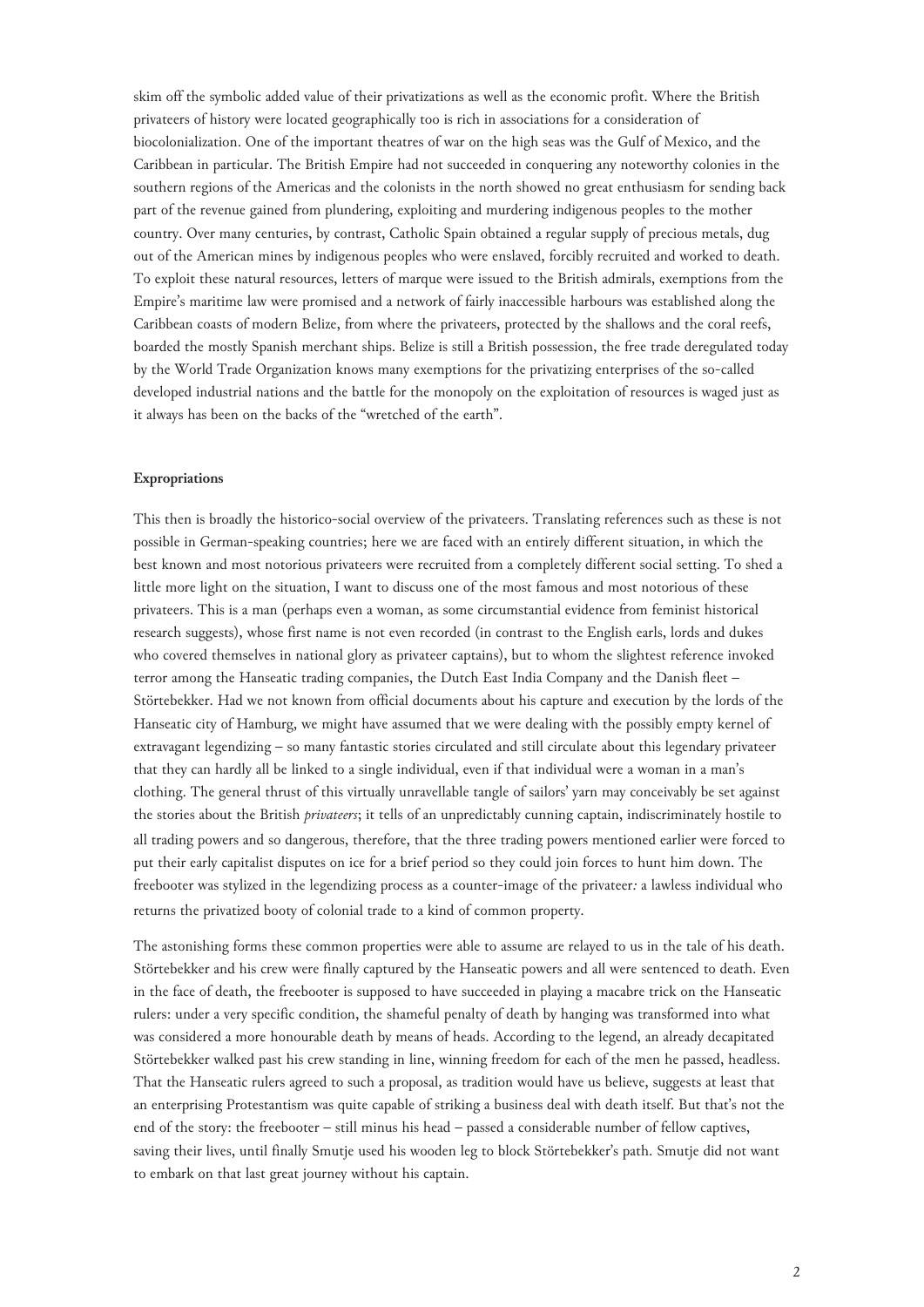skim off the symbolic added value of their privatizations as well as the economic profit. Where the British privateers of history were located geographically too is rich in associations for a consideration of biocolonialization. One of the important theatres of war on the high seas was the Gulf of Mexico, and the Caribbean in particular. The British Empire had not succeeded in conquering any noteworthy colonies in the southern regions of the Americas and the colonists in the north showed no great enthusiasm for sending back part of the revenue gained from plundering, exploiting and murdering indigenous peoples to the mother country. Over many centuries, by contrast, Catholic Spain obtained a regular supply of precious metals, dug out of the American mines by indigenous peoples who were enslaved, forcibly recruited and worked to death. To exploit these natural resources, letters of marque were issued to the British admirals, exemptions from the Empire's maritime law were promised and a network of fairly inaccessible harbours was established along the Caribbean coasts of modern Belize, from where the privateers, protected by the shallows and the coral reefs, boarded the mostly Spanish merchant ships. Belize is still a British possession, the free trade deregulated today by the World Trade Organization knows many exemptions for the privatizing enterprises of the so-called developed industrial nations and the battle for the monopoly on the exploitation of resources is waged just as it always has been on the backs of the "wretched of the earth".

**Expropriations**

This then is broadly the historico-social overview of the privateers. Translating references such as these is not possible in German-speaking countries; here we are faced with an entirely different situation, in which the best known and most notorious privateers were recruited from a completely different social setting. To shed a little more light on the situation, I want to discuss one of the most famous and most notorious of these privateers. This is a man (perhaps even a woman, as some circumstantial evidence from feminist historical research suggests), whose first name is not even recorded (in contrast to the English earls, lords and dukes who covered themselves in national glory as privateer captains), but to whom the slightest reference invoked terror among the Hanseatic trading companies, the Dutch East India Company and the Danish fleet – Störtebekker. Had we not known from official documents about his capture and execution by the lords of the Hanseatic city of Hamburg, we might have assumed that we were dealing with the possibly empty kernel of extravagant legendizing – so many fantastic stories circulated and still circulate about this legendary privateer that they can hardly all be linked to a single individual, even if that individual were a woman in a man's clothing. The general thrust of this virtually unravellable tangle of sailors' yarn may conceivably be set against the stories about the British *privateers*; it tells of an unpredictably cunning captain, indiscriminately hostile to all trading powers and so dangerous, therefore, that the three trading powers mentioned earlier were forced to put their early capitalist disputes on ice for a brief period so they could join forces to hunt him down. The freebooter was stylized in the legendizing process as a counter-image of the privateer*:* a lawless individual who returns the privatized booty of colonial trade to a kind of common property.

The astonishing forms these common properties were able to assume are relayed to us in the tale of his death. Störtebekker and his crew were finally captured by the Hanseatic powers and all were sentenced to death. Even in the face of death, the freebooter is supposed to have succeeded in playing a macabre trick on the Hanseatic rulers: under a very specific condition, the shameful penalty of death by hanging was transformed into what was considered a more honourable death by means of heads. According to the legend, an already decapitated Störtebekker walked past his crew standing in line, winning freedom for each of the men he passed, headless. That the Hanseatic rulers agreed to such a proposal, as tradition would have us believe, suggests at least that an enterprising Protestantism was quite capable of striking a business deal with death itself. But that's not the end of the story: the freebooter – still minus his head – passed a considerable number of fellow captives, saving their lives, until finally Smutje used his wooden leg to block Störtebekker's path. Smutje did not want to embark on that last great journey without his captain.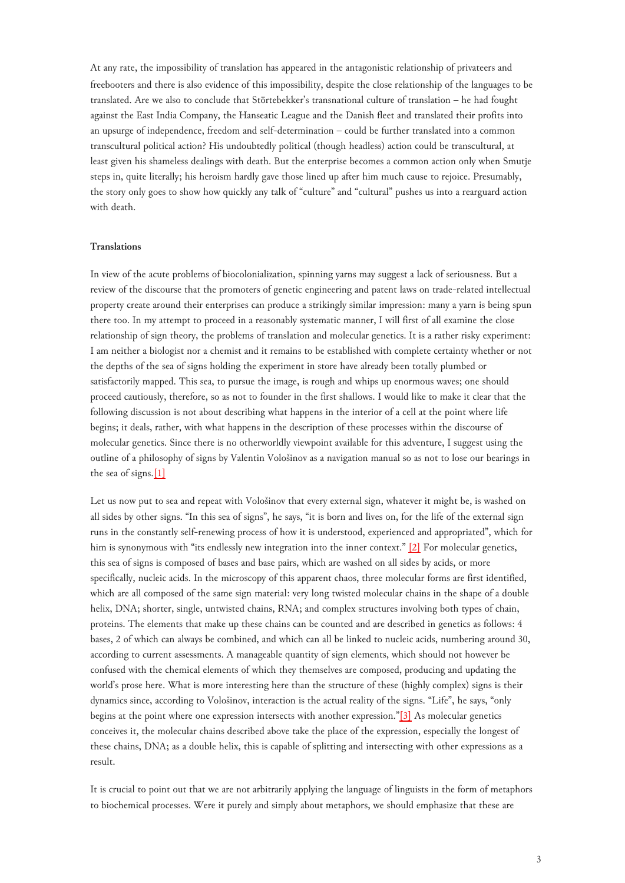At any rate, the impossibility of translation has appeared in the antagonistic relationship of privateers and freebooters and there is also evidence of this impossibility, despite the close relationship of the languages to be translated. Are we also to conclude that Störtebekker's transnational culture of translation – he had fought against the East India Company, the Hanseatic League and the Danish fleet and translated their profits into an upsurge of independence, freedom and self-determination – could be further translated into a common transcultural political action? His undoubtedly political (though headless) action could be transcultural, at least given his shameless dealings with death. But the enterprise becomes a common action only when Smutje steps in, quite literally; his heroism hardly gave those lined up after him much cause to rejoice. Presumably, the story only goes to show how quickly any talk of "culture" and "cultural" pushes us into a rearguard action with death.

**Translations**

In view of the acute problems of biocolonialization, spinning yarns may suggest a lack of seriousness. But a review of the discourse that the promoters of genetic engineering and patent laws on trade-related intellectual property create around their enterprises can produce a strikingly similar impression: many a yarn is being spun there too. In my attempt to proceed in a reasonably systematic manner, I will first of all examine the close relationship of sign theory, the problems of translation and molecular genetics. It is a rather risky experiment: I am neither a biologist nor a chemist and it remains to be established with complete certainty whether or not the depths of the sea of signs holding the experiment in store have already been totally plumbed or satisfactorily mapped. This sea, to pursue the image, is rough and whips up enormous waves; one should proceed cautiously, therefore, so as not to founder in the first shallows. I would like to make it clear that the following discussion is not about describing what happens in the interior of a cell at the point where life begins; it deals, rather, with what happens in the description of these processes within the discourse of molecular genetics. Since there is no otherworldly viewpoint available for this adventure, I suggest using the outline of a philosophy of signs by Valentin Vološinov as a navigation manual so as not to lose our bearings in the sea of signs.[1]

Let us now put to sea and repeat with Vološinov that every external sign, whatever it might be, is washed on all sides by other signs. "In this sea of signs", he says, "it is born and lives on, for the life of the external sign runs in the constantly self-renewing process of how it is understood, experienced and appropriated", which for him is synonymous with "its endlessly new integration into the inner context." [2] For molecular genetics, this sea of signs is composed of bases and base pairs, which are washed on all sides by acids, or more specifically, nucleic acids. In the microscopy of this apparent chaos, three molecular forms are first identified, which are all composed of the same sign material: very long twisted molecular chains in the shape of a double helix, DNA; shorter, single, untwisted chains, RNA; and complex structures involving both types of chain, proteins. The elements that make up these chains can be counted and are described in genetics as follows: 4 bases, 2 of which can always be combined, and which can all be linked to nucleic acids, numbering around 30, according to current assessments. A manageable quantity of sign elements, which should not however be confused with the chemical elements of which they themselves are composed, producing and updating the world's prose here. What is more interesting here than the structure of these (highly complex) signs is their dynamics since, according to Vološinov, interaction is the actual reality of the signs. "Life", he says, "only begins at the point where one expression intersects with another expression."[3] As molecular genetics conceives it, the molecular chains described above take the place of the expression, especially the longest of these chains, DNA; as a double helix, this is capable of splitting and intersecting with other expressions as a result.

It is crucial to point out that we are not arbitrarily applying the language of linguists in the form of metaphors to biochemical processes. Were it purely and simply about metaphors, we should emphasize that these are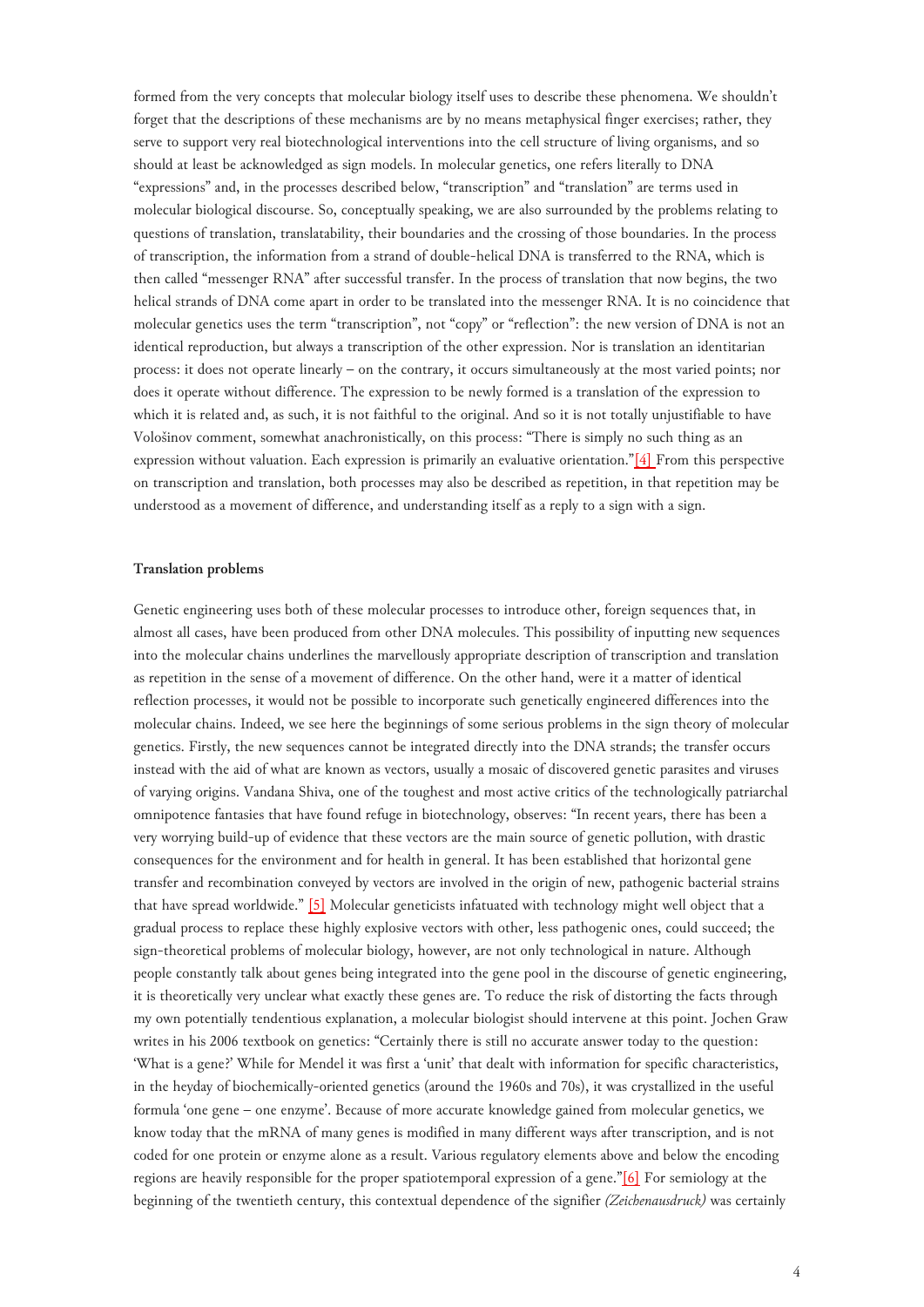formed from the very concepts that molecular biology itself uses to describe these phenomena. We shouldn't forget that the descriptions of these mechanisms are by no means metaphysical finger exercises; rather, they serve to support very real biotechnological interventions into the cell structure of living organisms, and so should at least be acknowledged as sign models. In molecular genetics, one refers literally to DNA "expressions" and, in the processes described below, "transcription" and "translation" are terms used in molecular biological discourse. So, conceptually speaking, we are also surrounded by the problems relating to questions of translation, translatability, their boundaries and the crossing of those boundaries. In the process of transcription, the information from a strand of double-helical DNA is transferred to the RNA, which is then called "messenger RNA" after successful transfer. In the process of translation that now begins, the two helical strands of DNA come apart in order to be translated into the messenger RNA. It is no coincidence that molecular genetics uses the term "transcription", not "copy" or "reflection": the new version of DNA is not an identical reproduction, but always a transcription of the other expression. Nor is translation an identitarian process: it does not operate linearly – on the contrary, it occurs simultaneously at the most varied points; nor does it operate without difference. The expression to be newly formed is a translation of the expression to which it is related and, as such, it is not faithful to the original. And so it is not totally unjustifiable to have Vološinov comment, somewhat anachronistically, on this process: "There is simply no such thing as an expression without valuation. Each expression is primarily an evaluative orientation."[4] From this perspective on transcription and translation, both processes may also be described as repetition, in that repetition may be understood as a movement of difference, and understanding itself as a reply to a sign with a sign.

**Translation problems**

Genetic engineering uses both of these molecular processes to introduce other, foreign sequences that, in almost all cases, have been produced from other DNA molecules. This possibility of inputting new sequences into the molecular chains underlines the marvellously appropriate description of transcription and translation as repetition in the sense of a movement of difference. On the other hand, were it a matter of identical reflection processes, it would not be possible to incorporate such genetically engineered differences into the molecular chains. Indeed, we see here the beginnings of some serious problems in the sign theory of molecular genetics. Firstly, the new sequences cannot be integrated directly into the DNA strands; the transfer occurs instead with the aid of what are known as vectors, usually a mosaic of discovered genetic parasites and viruses of varying origins. Vandana Shiva, one of the toughest and most active critics of the technologically patriarchal omnipotence fantasies that have found refuge in biotechnology, observes: "In recent years, there has been a very worrying build-up of evidence that these vectors are the main source of genetic pollution, with drastic consequences for the environment and for health in general. It has been established that horizontal gene transfer and recombination conveyed by vectors are involved in the origin of new, pathogenic bacterial strains that have spread worldwide." [5] Molecular geneticists infatuated with technology might well object that a gradual process to replace these highly explosive vectors with other, less pathogenic ones, could succeed; the sign-theoretical problems of molecular biology, however, are not only technological in nature. Although people constantly talk about genes being integrated into the gene pool in the discourse of genetic engineering, it is theoretically very unclear what exactly these genes are. To reduce the risk of distorting the facts through my own potentially tendentious explanation, a molecular biologist should intervene at this point. Jochen Graw writes in his 2006 textbook on genetics: "Certainly there is still no accurate answer today to the question: 'What is a gene?' While for Mendel it was first a 'unit' that dealt with information for specific characteristics, in the heyday of biochemically-oriented genetics (around the 1960s and 70s), it was crystallized in the useful formula 'one gene – one enzyme'. Because of more accurate knowledge gained from molecular genetics, we know today that the mRNA of many genes is modified in many different ways after transcription, and is not coded for one protein or enzyme alone as a result. Various regulatory elements above and below the encoding regions are heavily responsible for the proper spatiotemporal expression of a gene."[6] For semiology at the beginning of the twentieth century, this contextual dependence of the signifier *(Zeichenausdruck)* was certainly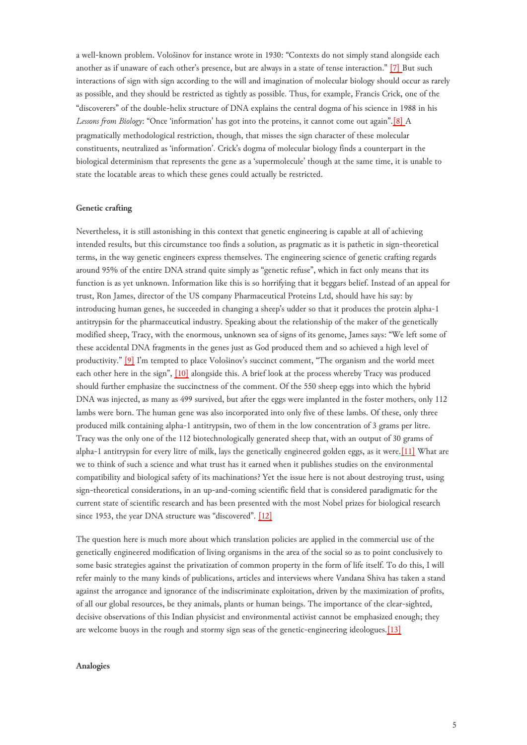a well-known problem. Vološinov for instance wrote in 1930: "Contexts do not simply stand alongside each another as if unaware of each other's presence, but are always in a state of tense interaction." [7] But such interactions of sign with sign according to the will and imagination of molecular biology should occur as rarely as possible, and they should be restricted as tightly as possible. Thus, for example, Francis Crick, one of the "discoverers" of the double-helix structure of DNA explains the central dogma of his science in 1988 in his *Lessons from Biology*: "Once 'information' has got into the proteins, it cannot come out again".[8] A pragmatically methodological restriction, though, that misses the sign character of these molecular constituents, neutralized as 'information'. Crick's dogma of molecular biology finds a counterpart in the biological determinism that represents the gene as a 'supermolecule' though at the same time, it is unable to state the locatable areas to which these genes could actually be restricted.

### Genetic crafting

Nevertheless, it is still astonishing in this context that genetic engineering is capable at all of achieving intended results, but this circumstance too finds a solution, as pragmatic as it is pathetic in sign-theoretical terms, in the way genetic engineers express themselves. The engineering science of genetic crafting regards around 95% of the entire DNA strand quite simply as "genetic refuse", which in fact only means that its function is as yet unknown. Information like this is so horrifying that it beggars belief. Instead of an appeal for trust, Ron James, director of the US company Pharmaceutical Proteins Ltd, should have his say: by introducing human genes, he succeeded in changing a sheep's udder so that it produces the protein alpha-1 antitrypsin for the pharmaceutical industry. Speaking about the relationship of the maker of the genetically modified sheep, Tracy, with the enormous, unknown sea of signs of its genome, James says: "We left some of these accidental DNA fragments in the genes just as God produced them and so achieved a high level of productivity." [9] I'm tempted to place Vološinov's succinct comment, "The organism and the world meet each other here in the sign", [10] alongside this. A brief look at the process whereby Tracy was produced should further emphasize the succinctness of the comment. Of the 550 sheep eggs into which the hybrid DNA was injected, as many as 499 survived, but after the eggs were implanted in the foster mothers, only 112 lambs were born. The human gene was also incorporated into only five of these lambs. Of these, only three produced milk containing alpha-1 antitrypsin, two of them in the low concentration of 3 grams per litre. Tracy was the only one of the 112 biotechnologically generated sheep that, with an output of 30 grams of alpha-1 antitrypsin for every litre of milk, lays the genetically engineered golden eggs, as it were.[11] What are we to think of such a science and what trust has it earned when it publishes studies on the environmental compatibility and biological safety of its machinations? Yet the issue here is not about destroying trust, using sign-theoretical considerations, in an up-and-coming scientific field that is considered paradigmatic for the current state of scientific research and has been presented with the most Nobel prizes for biological research since 1953, the year DNA structure was "discovered". [12]

The question here is much more about which translation policies are applied in the commercial use of the genetically engineered modification of living organisms in the area of the social so as to point conclusively to some basic strategies against the privatization of common property in the form of life itself. To do this, I will refer mainly to the many kinds of publications, articles and interviews where Vandana Shiva has taken a stand against the arrogance and ignorance of the indiscriminate exploitation, driven by the maximization of profits, of all our global resources, be they animals, plants or human beings. The importance of the clear-sighted, decisive observations of this Indian physicist and environmental activist cannot be emphasized enough; they are welcome buoys in the rough and stormy sign seas of the genetic-engineering ideologues.[13]

### Analogies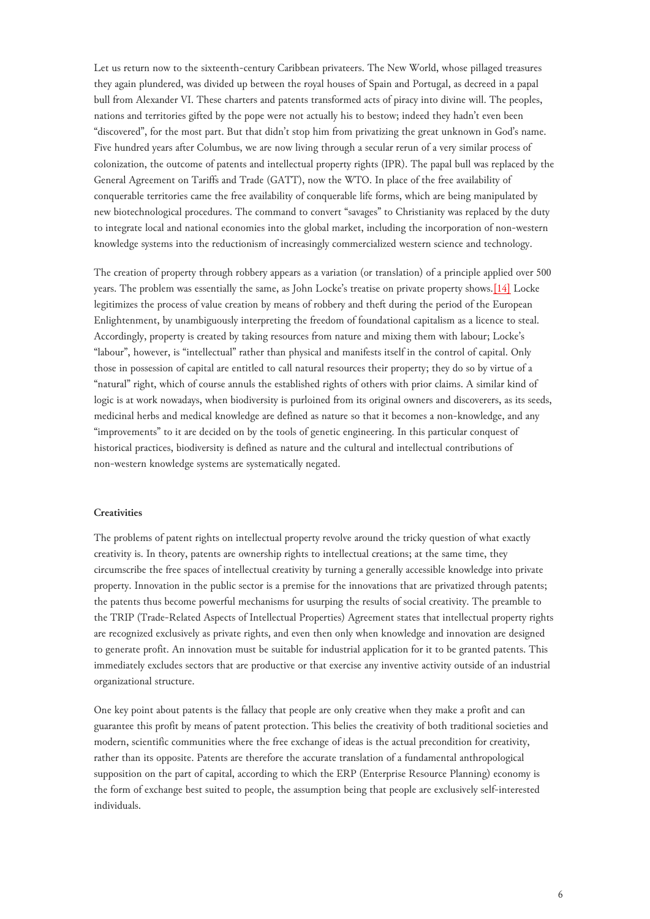Let us return now to the sixteenth-century Caribbean privateers. The New World, whose pillaged treasures they again plundered, was divided up between the royal houses of Spain and Portugal, as decreed in a papal bull from Alexander VI. These charters and patents transformed acts of piracy into divine will. The peoples, nations and territories gifted by the pope were not actually his to bestow; indeed they hadn't even been "discovered", for the most part. But that didn't stop him from privatizing the great unknown in God's name. Five hundred years after Columbus, we are now living through a secular rerun of a very similar process of colonization, the outcome of patents and intellectual property rights (IPR). The papal bull was replaced by the General Agreement on Tariffs and Trade (GATT), now the WTO. In place of the free availability of conquerable territories came the free availability of conquerable life forms, which are being manipulated by new biotechnological procedures. The command to convert "savages" to Christianity was replaced by the duty to integrate local and national economies into the global market, including the incorporation of non-western knowledge systems into the reductionism of increasingly commercialized western science and technology.

The creation of property through robbery appears as a variation (or translation) of a principle applied over 500 years. The problem was essentially the same, as John Locke's treatise on private property shows.[14] Locke legitimizes the process of value creation by means of robbery and theft during the period of the European Enlightenment, by unambiguously interpreting the freedom of foundational capitalism as a licence to steal. Accordingly, property is created by taking resources from nature and mixing them with labour; Locke's "labour", however, is "intellectual" rather than physical and manifests itself in the control of capital. Only those in possession of capital are entitled to call natural resources their property; they do so by virtue of a "natural" right, which of course annuls the established rights of others with prior claims. A similar kind of logic is at work nowadays, when biodiversity is purloined from its original owners and discoverers, as its seeds, medicinal herbs and medical knowledge are defined as nature so that it becomes a non-knowledge, and any "improvements" to it are decided on by the tools of genetic engineering. In this particular conquest of historical practices, biodiversity is defined as nature and the cultural and intellectual contributions of non-western knowledge systems are systematically negated.

**Creativities**

The problems of patent rights on intellectual property revolve around the tricky question of what exactly creativity is. In theory, patents are ownership rights to intellectual creations; at the same time, they circumscribe the free spaces of intellectual creativity by turning a generally accessible knowledge into private property. Innovation in the public sector is a premise for the innovations that are privatized through patents; the patents thus become powerful mechanisms for usurping the results of social creativity. The preamble to the TRIP (Trade-Related Aspects of Intellectual Properties) Agreement states that intellectual property rights are recognized exclusively as private rights, and even then only when knowledge and innovation are designed to generate profit. An innovation must be suitable for industrial application for it to be granted patents. This immediately excludes sectors that are productive or that exercise any inventive activity outside of an industrial organizational structure.

One key point about patents is the fallacy that people are only creative when they make a profit and can guarantee this profit by means of patent protection. This belies the creativity of both traditional societies and modern, scientific communities where the free exchange of ideas is the actual precondition for creativity, rather than its opposite. Patents are therefore the accurate translation of a fundamental anthropological supposition on the part of capital, according to which the ERP (Enterprise Resource Planning) economy is the form of exchange best suited to people, the assumption being that people are exclusively self-interested individuals.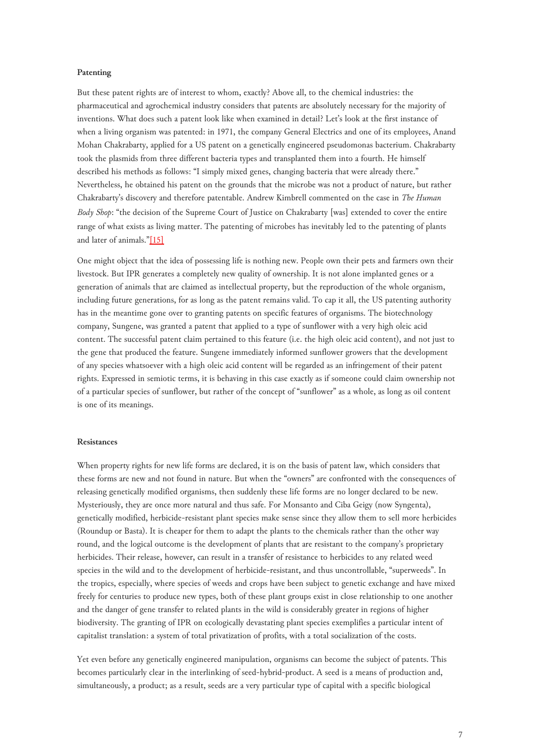### Patenting

But these patent rights are of interest to whom, exactly? Above all, to the chemical industries: the pharmaceutical and agrochemical industry considers that patents are absolutely necessary for the majority of inventions. What does such a patent look like when examined in detail? Let's look at the first instance of when a living organism was patented: in 1971, the company General Electrics and one of its employees, Anand Mohan Chakrabarty, applied for a US patent on a genetically engineered pseudomonas bacterium. Chakrabarty took the plasmids from three different bacteria types and transplanted them into a fourth. He himself described his methods as follows: "I simply mixed genes, changing bacteria that were already there." Nevertheless, he obtained his patent on the grounds that the microbe was not a product of nature, but rather Chakrabarty's discovery and therefore patentable. Andrew Kimbrell commented on the case in *The Human Body Shop*: "the decision of the Supreme Court of Justice on Chakrabarty [was] extended to cover the entire range of what exists as living matter. The patenting of microbes has inevitably led to the patenting of plants and later of animals."[15]

One might object that the idea of possessing life is nothing new. People own their pets and farmers own their livestock. But IPR generates a completely new quality of ownership. It is not alone implanted genes or a generation of animals that are claimed as intellectual property, but the reproduction of the whole organism, including future generations, for as long as the patent remains valid. To cap it all, the US patenting authority has in the meantime gone over to granting patents on specific features of organisms. The biotechnology company, Sungene, was granted a patent that applied to a type of sunflower with a very high oleic acid content. The successful patent claim pertained to this feature (i.e. the high oleic acid content), and not just to the gene that produced the feature. Sungene immediately informed sunflower growers that the development of any species whatsoever with a high oleic acid content will be regarded as an infringement of their patent rights. Expressed in semiotic terms, it is behaving in this case exactly as if someone could claim ownership not of a particular species of sunflower, but rather of the concept of "sunflower" as a whole, as long as oil content is one of its meanings.

### Resistances

When property rights for new life forms are declared, it is on the basis of patent law, which considers that these forms are new and not found in nature. But when the "owners" are confronted with the consequences of releasing genetically modified organisms, then suddenly these life forms are no longer declared to be new. Mysteriously, they are once more natural and thus safe. For Monsanto and Ciba Geigy (now Syngenta), genetically modified, herbicide-resistant plant species make sense since they allow them to sell more herbicides (Roundup or Basta). It is cheaper for them to adapt the plants to the chemicals rather than the other way round, and the logical outcome is the development of plants that are resistant to the company's proprietary herbicides. Their release, however, can result in a transfer of resistance to herbicides to any related weed species in the wild and to the development of herbicide-resistant, and thus uncontrollable, "superweeds". In the tropics, especially, where species of weeds and crops have been subject to genetic exchange and have mixed freely for centuries to produce new types, both of these plant groups exist in close relationship to one another and the danger of gene transfer to related plants in the wild is considerably greater in regions of higher biodiversity. The granting of IPR on ecologically devastating plant species exemplifies a particular intent of capitalist translation: a system of total privatization of profits, with a total socialization of the costs.

Yet even before any genetically engineered manipulation, organisms can become the subject of patents. This becomes particularly clear in the interlinking of seed-hybrid-product. A seed is a means of production and, simultaneously, a product; as a result, seeds are a very particular type of capital with a specific biological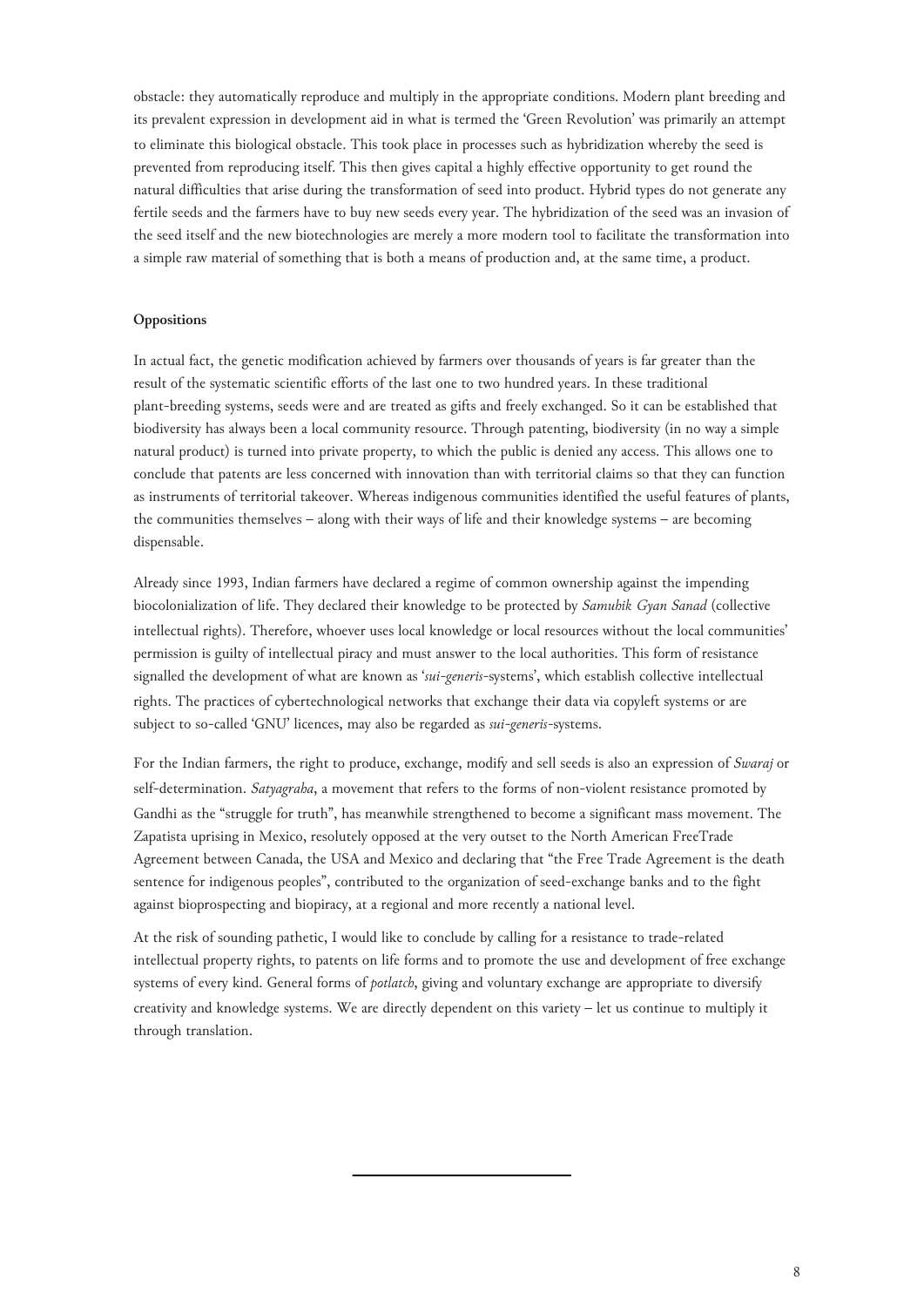obstacle: they automatically reproduce and multiply in the appropriate conditions. Modern plant breeding and its prevalent expression in development aid in what is termed the 'Green Revolution' was primarily an attempt to eliminate this biological obstacle. This took place in processes such as hybridization whereby the seed is prevented from reproducing itself. This then gives capital a highly effective opportunity to get round the natural difficulties that arise during the transformation of seed into product. Hybrid types do not generate any fertile seeds and the farmers have to buy new seeds every year. The hybridization of the seed was an invasion of the seed itself and the new biotechnologies are merely a more modern tool to facilitate the transformation into a simple raw material of something that is both a means of production and, at the same time, a product.

**Oppositions**

In actual fact, the genetic modification achieved by farmers over thousands of years is far greater than the result of the systematic scientific efforts of the last one to two hundred years. In these traditional plant-breeding systems, seeds were and are treated as gifts and freely exchanged. So it can be established that biodiversity has always been a local community resource. Through patenting, biodiversity (in no way a simple natural product) is turned into private property, to which the public is denied any access. This allows one to conclude that patents are less concerned with innovation than with territorial claims so that they can function as instruments of territorial takeover. Whereas indigenous communities identified the useful features of plants, the communities themselves – along with their ways of life and their knowledge systems – are becoming dispensable.

Already since 1993, Indian farmers have declared a regime of common ownership against the impending biocolonialization of life. They declared their knowledge to be protected by *Samuhik Gyan Sanad* (collective intellectual rights). Therefore, whoever uses local knowledge or local resources without the local communities' permission is guilty of intellectual piracy and must answer to the local authorities. This form of resistance signalled the development of what are known as '*sui-generis*-systems', which establish collective intellectual rights. The practices of cybertechnological networks that exchange their data via copyleft systems or are subject to so-called 'GNU' licences, may also be regarded as *sui-generis*-systems.

For the Indian farmers, the right to produce, exchange, modify and sell seeds is also an expression of *Swaraj* or self-determination. *Satyagraha*, a movement that refers to the forms of non-violent resistance promoted by Gandhi as the "struggle for truth", has meanwhile strengthened to become a significant mass movement. The Zapatista uprising in Mexico, resolutely opposed at the very outset to the North American FreeTrade Agreement between Canada, the USA and Mexico and declaring that "the Free Trade Agreement is the death sentence for indigenous peoples", contributed to the organization of seed-exchange banks and to the fight against bioprospecting and biopiracy, at a regional and more recently a national level.

At the risk of sounding pathetic, I would like to conclude by calling for a resistance to trade-related intellectual property rights, to patents on life forms and to promote the use and development of free exchange systems of every kind. General forms of *potlatch*, giving and voluntary exchange are appropriate to diversify creativity and knowledge systems. We are directly dependent on this variety – let us continue to multiply it through translation.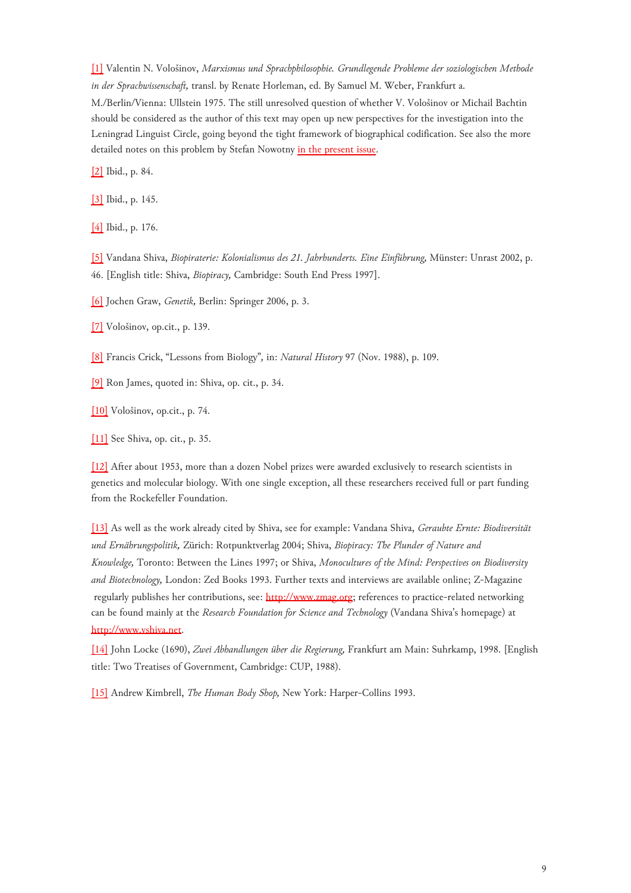[1] Valentin N. Vološinov, *Marxismus und Sprachphilosophie. Grundlegende Probleme der soziologischen Methode in der Sprachwissenschaft,* transl. by Renate Horleman, ed. By Samuel M. Weber, Frankfurt a. M./Berlin/Vienna: Ullstein 1975. The still unresolved question of whether V. Vološinov or Michail Bachtin should be considered as the author of this text may open up new perspectives for the investigation into the Leningrad Linguist Circle, going beyond the tight framework of biographical codification. See also the more detailed notes on this problem by Stefan Nowotny in the present issue.

[2] Ibid., p. 84.

[3] Ibid., p. 145.

[4] Ibid., p. 176.

[5] Vandana Shiva, *Biopiraterie: Kolonialismus des 21. Jahrhunderts. Eine Einführung,* Münster: Unrast 2002, p. 46. [English title: Shiva, *Biopiracy,* Cambridge: South End Press 1997].

[6] Jochen Graw, *Genetik,* Berlin: Springer 2006, p. 3.

[7] Vološinov, op.cit., p. 139.

[8] Francis Crick, "Lessons from Biology"*,* in: *Natural History* 97 (Nov. 1988), p. 109.

[9] Ron James, quoted in: Shiva, op. cit., p. 34.

[10] Vološinov, op.cit., p. 74.

[11] See Shiva, op. cit., p. 35.

[12] After about 1953, more than a dozen Nobel prizes were awarded exclusively to research scientists in genetics and molecular biology. With one single exception, all these researchers received full or part funding from the Rockefeller Foundation.

[13] As well as the work already cited by Shiva, see for example: Vandana Shiva, *Geraubte Ernte: Biodiversität und Ernährungspolitik,* Zürich: Rotpunktverlag 2004; Shiva, *Biopiracy: The Plunder of Nature and Knowledge,* Toronto: Between the Lines 1997; or Shiva, *Monocultures of the Mind: Perspectives on Biodiversity and Biotechnology,* London: Zed Books 1993. Further texts and interviews are available online; Z-Magazine regularly publishes her contributions, see: http://www.zmag.org; references to practice-related networking can be found mainly at the *Research Foundation for Science and Technology* (Vandana Shiva's homepage) at http://www.vshiva.net.

[14] John Locke (1690), *Zwei Abhandlungen über die Regierung,* Frankfurt am Main: Suhrkamp, 1998. [English title: Two Treatises of Government, Cambridge: CUP, 1988).

[15] Andrew Kimbrell, *The Human Body Shop,* New York: Harper-Collins 1993.